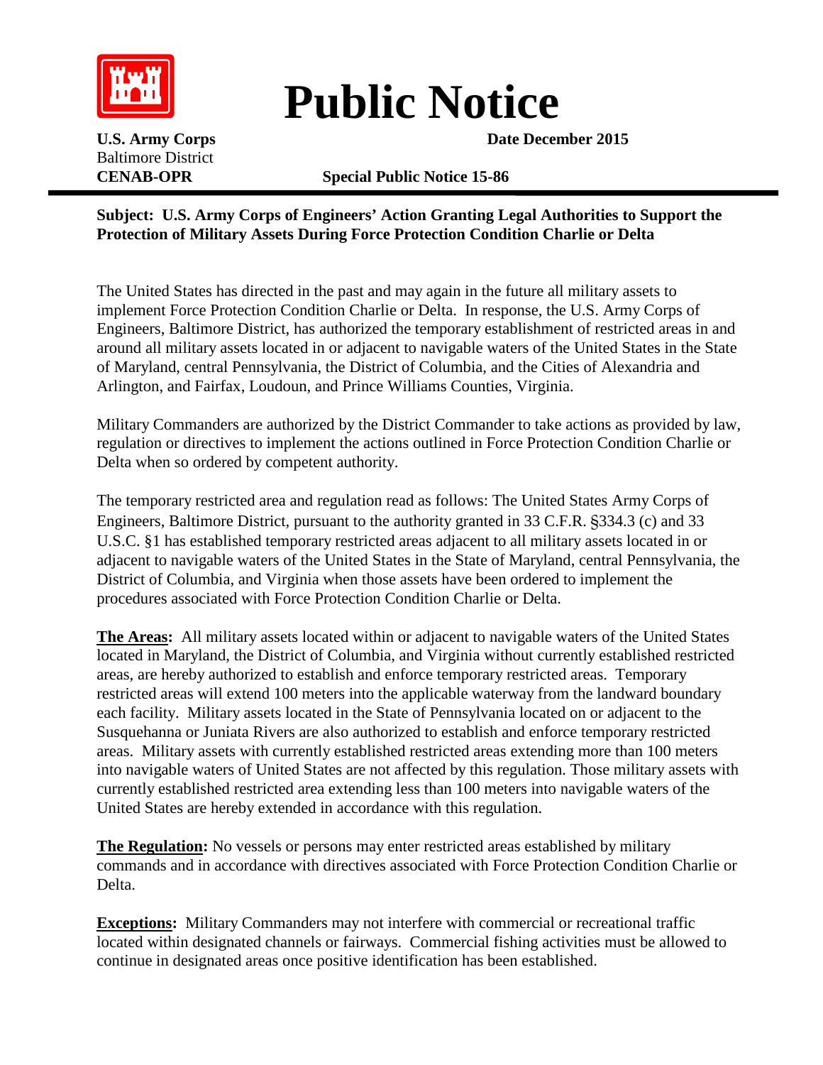# Public Notice

**U.S. Army Corps**
Baltimore District
**CENAB-OPR**

**Date December 2015**

**Special Public Notice 15-86**

**Subject: U.S. Army Corps of Engineers' Action Granting Legal Authorities to Support the Protection of Military Assets During Force Protection Condition Charlie or Delta**

The United States has directed in the past and may again in the future all military assets to implement Force Protection Condition Charlie or Delta. In response, the U.S. Army Corps of Engineers, Baltimore District, has authorized the temporary establishment of restricted areas in and around all military assets located in or adjacent to navigable waters of the United States in the State of Maryland, central Pennsylvania, the District of Columbia, and the Cities of Alexandria and Arlington, and Fairfax, Loudoun, and Prince Williams Counties, Virginia.

Military Commanders are authorized by the District Commander to take actions as provided by law, regulation or directives to implement the actions outlined in Force Protection Condition Charlie or Delta when so ordered by competent authority.

The temporary restricted area and regulation read as follows: The United States Army Corps of Engineers, Baltimore District, pursuant to the authority granted in 33 C.F.R. §334.3 (c) and 33 U.S.C. §1 has established temporary restricted areas adjacent to all military assets located in or adjacent to navigable waters of the United States in the State of Maryland, central Pennsylvania, the District of Columbia, and Virginia when those assets have been ordered to implement the procedures associated with Force Protection Condition Charlie or Delta.

**The Areas:** All military assets located within or adjacent to navigable waters of the United States located in Maryland, the District of Columbia, and Virginia without currently established restricted areas, are hereby authorized to establish and enforce temporary restricted areas. Temporary restricted areas will extend 100 meters into the applicable waterway from the landward boundary each facility. Military assets located in the State of Pennsylvania located on or adjacent to the Susquehanna or Juniata Rivers are also authorized to establish and enforce temporary restricted areas. Military assets with currently established restricted areas extending more than 100 meters into navigable waters of United States are not affected by this regulation. Those military assets with currently established restricted area extending less than 100 meters into navigable waters of the United States are hereby extended in accordance with this regulation.

**The Regulation:** No vessels or persons may enter restricted areas established by military commands and in accordance with directives associated with Force Protection Condition Charlie or Delta.

**Exceptions:** Military Commanders may not interfere with commercial or recreational traffic located within designated channels or fairways. Commercial fishing activities must be allowed to continue in designated areas once positive identification has been established.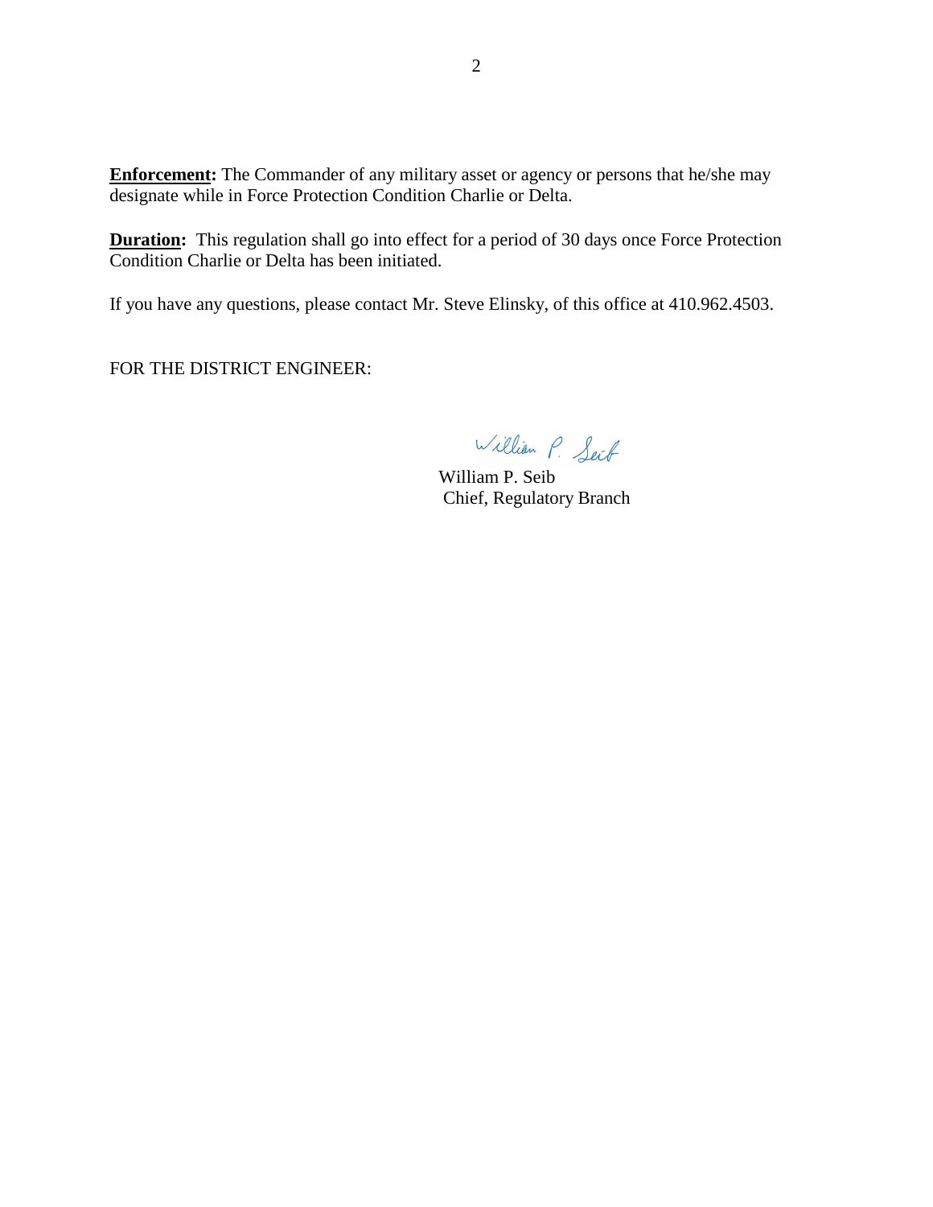**<u>Enforcement</u>:** The Commander of any military asset or agency or persons that he/she may designate while in Force Protection Condition Charlie or Delta.

**<u>Duration</u>:** This regulation shall go into effect for a period of 30 days once Force Protection Condition Charlie or Delta has been initiated.

If you have any questions, please contact Mr. Steve Elinsky, of this office at 410.962.4503.

FOR THE DISTRICT ENGINEER:

William P. Seib
Chief, Regulatory Branch